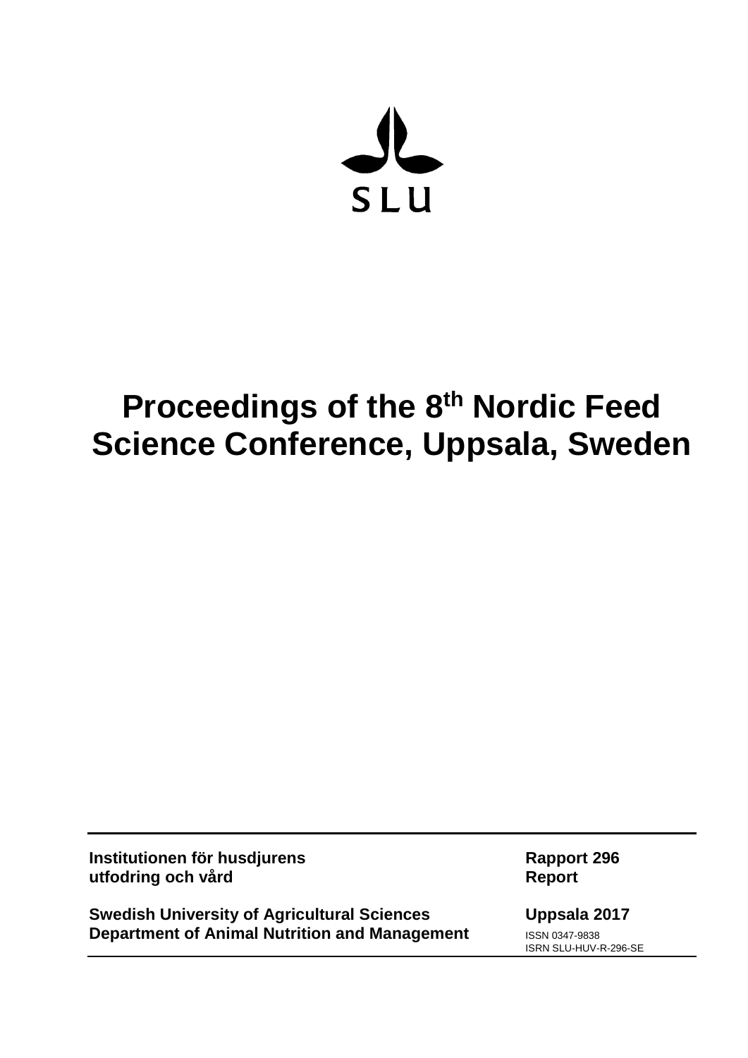SLU

# Proceedings of the 8th Nordic Feed Science Conference, Uppsala, Sweden

---

**Institutionen för husdjurens utfodring och vård**

**Rapport 296**
**Report**

**Swedish University of Agricultural Sciences**
**Department of Animal Nutrition and Management**

**Uppsala 2017**

ISSN 0347-9838
ISRN SLU-HUV-R-296-SE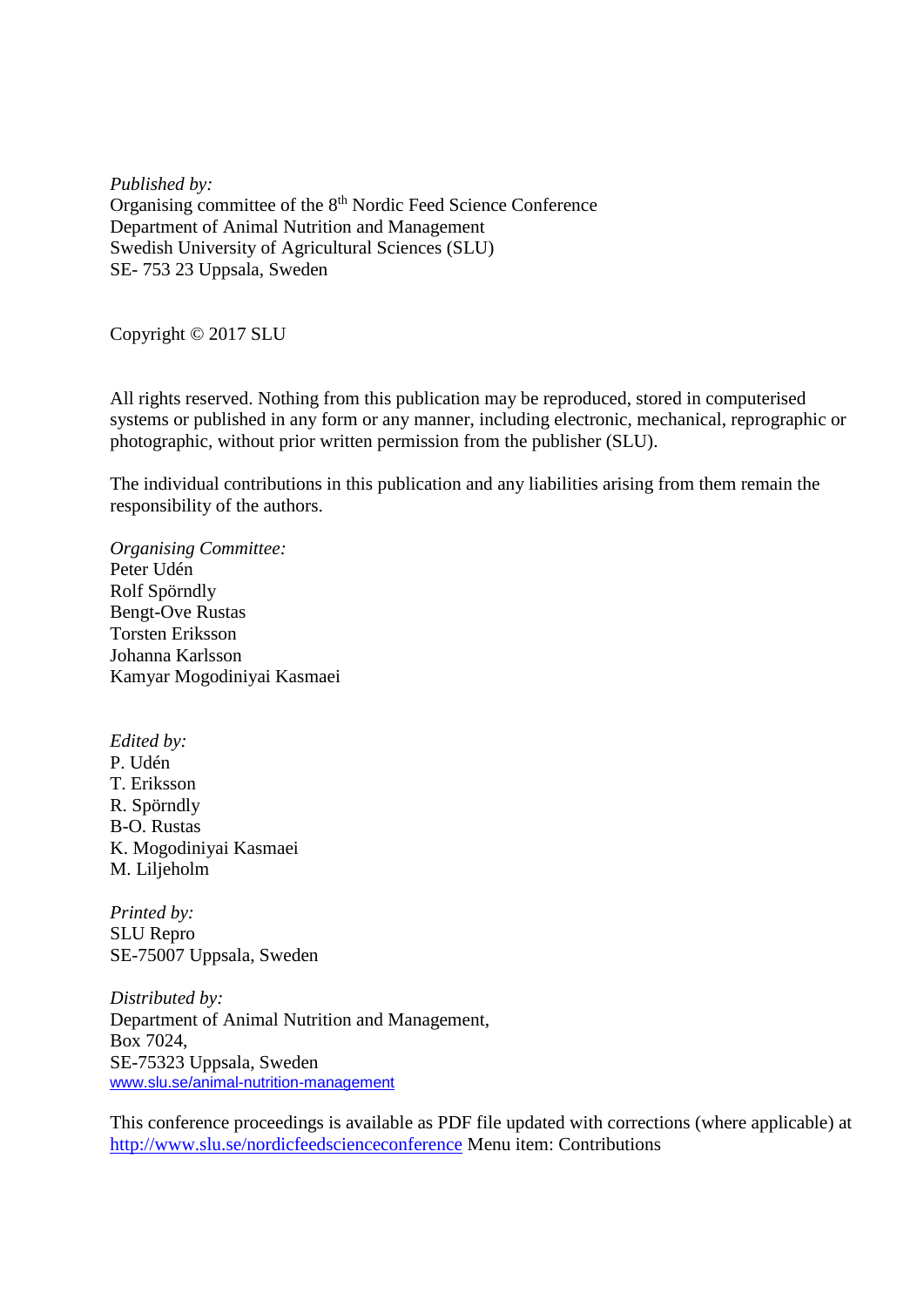*Published by:*
Organising committee of the 8th Nordic Feed Science Conference
Department of Animal Nutrition and Management
Swedish University of Agricultural Sciences (SLU)
SE- 753 23 Uppsala, Sweden

Copyright © 2017 SLU

All rights reserved. Nothing from this publication may be reproduced, stored in computerised systems or published in any form or any manner, including electronic, mechanical, reprographic or photographic, without prior written permission from the publisher (SLU).

The individual contributions in this publication and any liabilities arising from them remain the responsibility of the authors.

*Organising Committee:*
Peter Udén
Rolf Spörndly
Bengt-Ove Rustas
Torsten Eriksson
Johanna Karlsson
Kamyar Mogodiniyai Kasmaei

*Edited by:*
P. Udén
T. Eriksson
R. Spörndly
B-O. Rustas
K. Mogodiniyai Kasmaei
M. Liljeholm

*Printed by:*
SLU Repro
SE-75007 Uppsala, Sweden

*Distributed by:*
Department of Animal Nutrition and Management,
Box 7024,
SE-75323 Uppsala, Sweden
www.slu.se/animal-nutrition-management

This conference proceedings is available as PDF file updated with corrections (where applicable) at http://www.slu.se/nordicfeedscienceconference Menu item: Contributions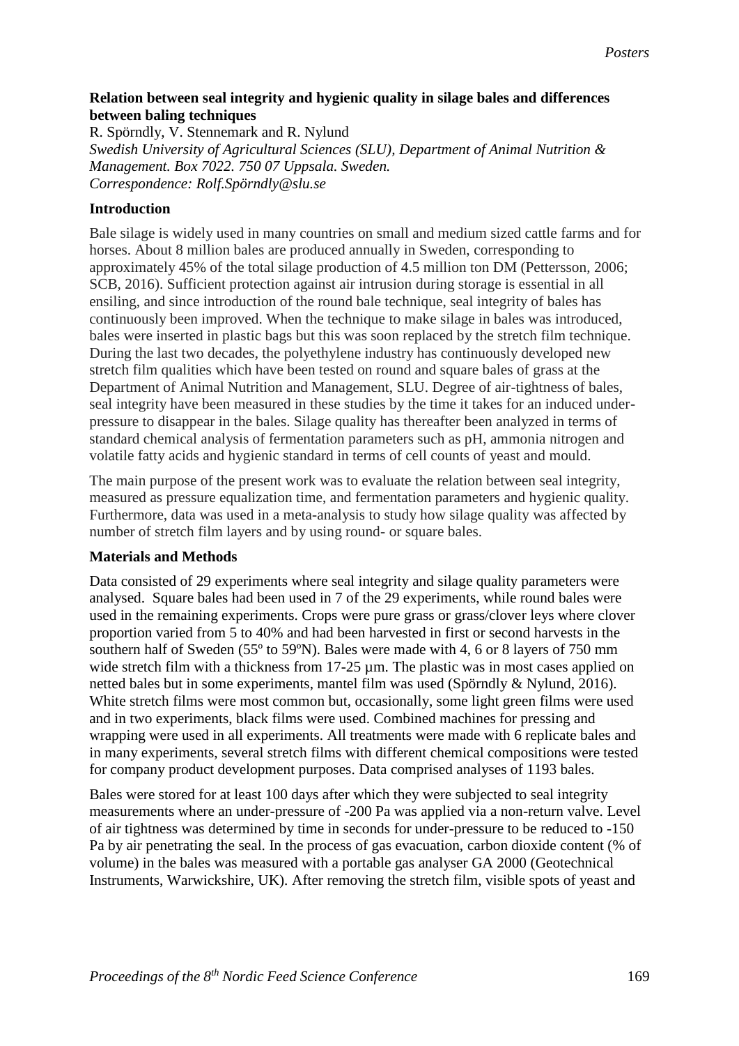**Relation between seal integrity and hygienic quality in silage bales and differences between baling techniques**

R. Spörndly, V. Stennemark and R. Nylund

*Swedish University of Agricultural Sciences (SLU), Department of Animal Nutrition & Management. Box 7022. 750 07 Uppsala. Sweden.*
*Correspondence: Rolf.Spörndly@slu.se*

## Introduction

Bale silage is widely used in many countries on small and medium sized cattle farms and for horses. About 8 million bales are produced annually in Sweden, corresponding to approximately 45% of the total silage production of 4.5 million ton DM (Pettersson, 2006; SCB, 2016). Sufficient protection against air intrusion during storage is essential in all ensiling, and since introduction of the round bale technique, seal integrity of bales has continuously been improved. When the technique to make silage in bales was introduced, bales were inserted in plastic bags but this was soon replaced by the stretch film technique. During the last two decades, the polyethylene industry has continuously developed new stretch film qualities which have been tested on round and square bales of grass at the Department of Animal Nutrition and Management, SLU. Degree of air-tightness of bales, seal integrity have been measured in these studies by the time it takes for an induced under-pressure to disappear in the bales. Silage quality has thereafter been analyzed in terms of standard chemical analysis of fermentation parameters such as pH, ammonia nitrogen and volatile fatty acids and hygienic standard in terms of cell counts of yeast and mould.

The main purpose of the present work was to evaluate the relation between seal integrity, measured as pressure equalization time, and fermentation parameters and hygienic quality. Furthermore, data was used in a meta-analysis to study how silage quality was affected by number of stretch film layers and by using round- or square bales.

## Materials and Methods

Data consisted of 29 experiments where seal integrity and silage quality parameters were analysed. Square bales had been used in 7 of the 29 experiments, while round bales were used in the remaining experiments. Crops were pure grass or grass/clover leys where clover proportion varied from 5 to 40% and had been harvested in first or second harvests in the southern half of Sweden (55º to 59ºN). Bales were made with 4, 6 or 8 layers of 750 mm wide stretch film with a thickness from 17-25 µm. The plastic was in most cases applied on netted bales but in some experiments, mantel film was used (Spörndly & Nylund, 2016). White stretch films were most common but, occasionally, some light green films were used and in two experiments, black films were used. Combined machines for pressing and wrapping were used in all experiments. All treatments were made with 6 replicate bales and in many experiments, several stretch films with different chemical compositions were tested for company product development purposes. Data comprised analyses of 1193 bales.

Bales were stored for at least 100 days after which they were subjected to seal integrity measurements where an under-pressure of -200 Pa was applied via a non-return valve. Level of air tightness was determined by time in seconds for under-pressure to be reduced to -150 Pa by air penetrating the seal. In the process of gas evacuation, carbon dioxide content (% of volume) in the bales was measured with a portable gas analyser GA 2000 (Geotechnical Instruments, Warwickshire, UK). After removing the stretch film, visible spots of yeast and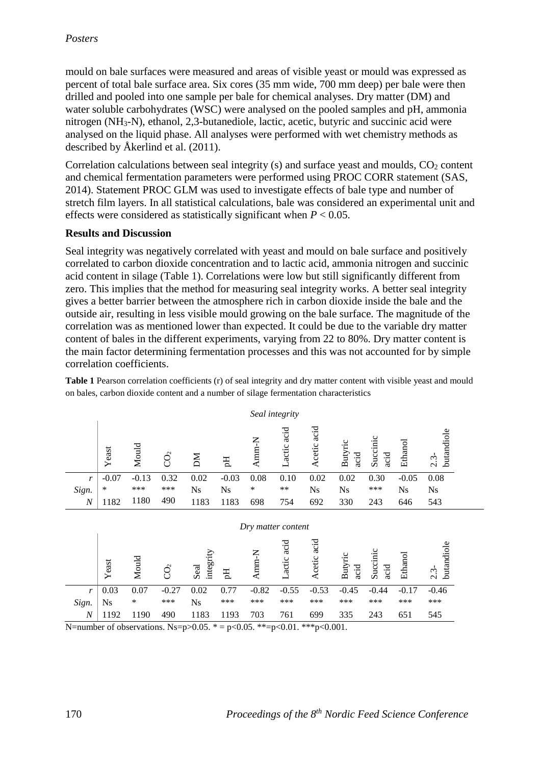mould on bale surfaces were measured and areas of visible yeast or mould was expressed as percent of total bale surface area. Six cores (35 mm wide, 700 mm deep) per bale were then drilled and pooled into one sample per bale for chemical analyses. Dry matter (DM) and water soluble carbohydrates (WSC) were analysed on the pooled samples and pH, ammonia nitrogen ($NH_3$-N), ethanol, 2,3-butanediole, lactic, acetic, butyric and succinic acid were analysed on the liquid phase. All analyses were performed with wet chemistry methods as described by Åkerlind et al. (2011).

Correlation calculations between seal integrity (s) and surface yeast and moulds, $CO_2$ content and chemical fermentation parameters were performed using PROC CORR statement (SAS, 2014). Statement PROC GLM was used to investigate effects of bale type and number of stretch film layers. In all statistical calculations, bale was considered an experimental unit and effects were considered as statistically significant when $P < 0.05$.

**Results and Discussion**

Seal integrity was negatively correlated with yeast and mould on bale surface and positively correlated to carbon dioxide concentration and to lactic acid, ammonia nitrogen and succinic acid content in silage (Table 1). Correlations were low but still significantly different from zero. This implies that the method for measuring seal integrity works. A better seal integrity gives a better barrier between the atmosphere rich in carbon dioxide inside the bale and the outside air, resulting in less visible mould growing on the bale surface. The magnitude of the correlation was as mentioned lower than expected. It could be due to the variable dry matter content of bales in the different experiments, varying from 22 to 80%. Dry matter content is the main factor determining fermentation processes and this was not accounted for by simple correlation coefficients.

**Table 1** Pearson correlation coefficients (r) of seal integrity and dry matter content with visible yeast and mould on bales, carbon dioxide content and a number of silage fermentation characteristics

| | *Seal integrity* | | | | | | | | | | | |
|---|---|---|---|---|---|---|---|---|---|---|---|---|
| | Yeast | Mould | $CO_2$ | DM | pH | Amm-N | Lactic acid | Acetic acid | Butyric acid | Succinic acid | Ethanol | 2.3-butandiole |
| *r* | -0.07 | -0.13 | 0.32 | 0.02 | -0.03 | 0.08 | 0.10 | 0.02 | 0.02 | 0.30 | -0.05 | 0.08 |
| *Sign.* | * | *** | *** | Ns | Ns | * | ** | Ns | Ns | *** | Ns | Ns |
| *N* | 1182 | 1180 | 490 | 1183 | 1183 | 698 | 754 | 692 | 330 | 243 | 646 | 543 |

| | *Dry matter content* | | | | | | | | | | | |
|---|---|---|---|---|---|---|---|---|---|---|---|---|
| | Yeast | Mould | $CO_2$ | Seal integrity | pH | Amm-N | Lactic acid | Acetic acid | Butyric acid | Succinic acid | Ethanol | 2.3-butandiole |
| *r* | 0.03 | 0.07 | -0.27 | 0.02 | 0.77 | -0.82 | -0.55 | -0.53 | -0.45 | -0.44 | -0.17 | -0.46 |
| *Sign.* | Ns | * | *** | Ns | *** | *** | *** | *** | *** | *** | *** | *** |
| *N* | 1192 | 1190 | 490 | 1183 | 1193 | 703 | 761 | 699 | 335 | 243 | 651 | 545 |

N=number of observations. Ns=p>0.05. * = p<0.05. **=p<0.01. ***p<0.001.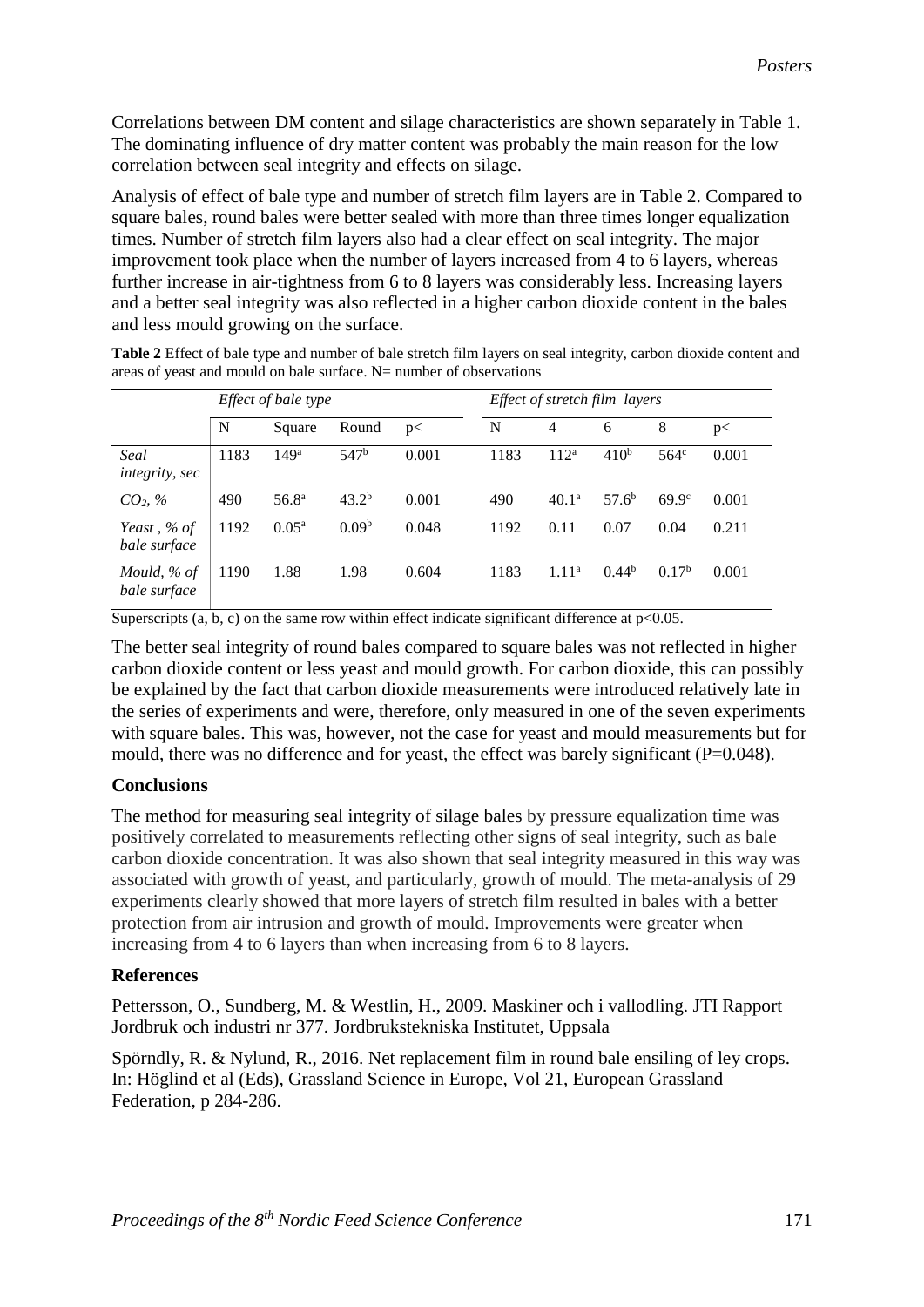Correlations between DM content and silage characteristics are shown separately in Table 1. The dominating influence of dry matter content was probably the main reason for the low correlation between seal integrity and effects on silage.

Analysis of effect of bale type and number of stretch film layers are in Table 2. Compared to square bales, round bales were better sealed with more than three times longer equalization times. Number of stretch film layers also had a clear effect on seal integrity. The major improvement took place when the number of layers increased from 4 to 6 layers, whereas further increase in air-tightness from 6 to 8 layers was considerably less. Increasing layers and a better seal integrity was also reflected in a higher carbon dioxide content in the bales and less mould growing on the surface.

**Table 2** Effect of bale type and number of bale stretch film layers on seal integrity, carbon dioxide content and areas of yeast and mould on bale surface. N= number of observations

| | *Effect of bale type* | | | | *Effect of stretch film layers* | | | | |
|---|---|---|---|---|---|---|---|---|---|
| | N | Square | Round | p< | N | 4 | 6 | 8 | p< |
| *Seal integrity, sec* | 1183 | $149^a$ | $547^b$ | 0.001 | 1183 | $112^a$ | $410^b$ | $564^c$ | 0.001 |
| *$CO_2$, %* | 490 | $56.8^a$ | $43.2^b$ | 0.001 | 490 | $40.1^a$ | $57.6^b$ | $69.9^c$ | 0.001 |
| *Yeast , % of bale surface* | 1192 | $0.05^a$ | $0.09^b$ | 0.048 | 1192 | 0.11 | 0.07 | 0.04 | 0.211 |
| *Mould, % of bale surface* | 1190 | 1.88 | 1.98 | 0.604 | 1183 | $1.11^a$ | $0.44^b$ | $0.17^b$ | 0.001 |

Superscripts (a, b, c) on the same row within effect indicate significant difference at $p<0.05$.

The better seal integrity of round bales compared to square bales was not reflected in higher carbon dioxide content or less yeast and mould growth. For carbon dioxide, this can possibly be explained by the fact that carbon dioxide measurements were introduced relatively late in the series of experiments and were, therefore, only measured in one of the seven experiments with square bales. This was, however, not the case for yeast and mould measurements but for mould, there was no difference and for yeast, the effect was barely significant (P=0.048).

### Conclusions

The method for measuring seal integrity of silage bales by pressure equalization time was positively correlated to measurements reflecting other signs of seal integrity, such as bale carbon dioxide concentration. It was also shown that seal integrity measured in this way was associated with growth of yeast, and particularly, growth of mould. The meta-analysis of 29 experiments clearly showed that more layers of stretch film resulted in bales with a better protection from air intrusion and growth of mould. Improvements were greater when increasing from 4 to 6 layers than when increasing from 6 to 8 layers.

### References

Pettersson, O., Sundberg, M. & Westlin, H., 2009. Maskiner och i vallodling. JTI Rapport Jordbruk och industri nr 377. Jordbrukstekniska Institutet, Uppsala

Spörndly, R. & Nylund, R., 2016. Net replacement film in round bale ensiling of ley crops. In: Höglind et al (Eds), Grassland Science in Europe, Vol 21, European Grassland Federation, p 284-286.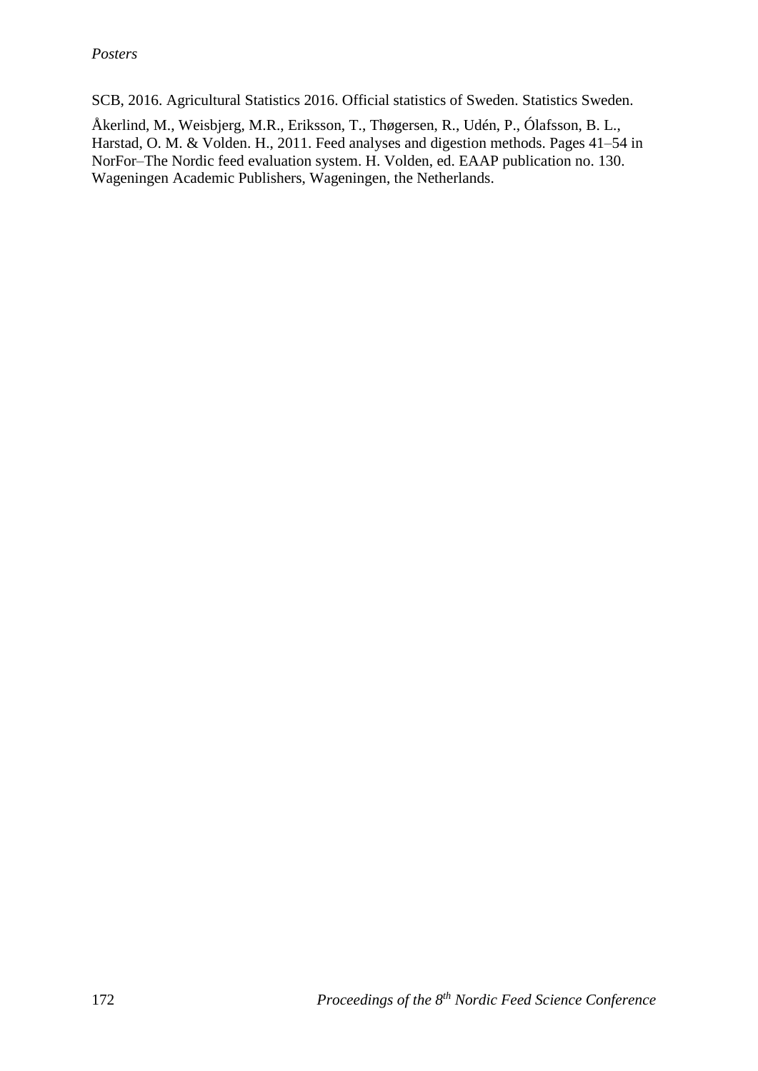SCB, 2016. Agricultural Statistics 2016. Official statistics of Sweden. Statistics Sweden.

Åkerlind, M., Weisbjerg, M.R., Eriksson, T., Thøgersen, R., Udén, P., Ólafsson, B. L., Harstad, O. M. & Volden. H., 2011. Feed analyses and digestion methods. Pages 41–54 in NorFor–The Nordic feed evaluation system. H. Volden, ed. EAAP publication no. 130. Wageningen Academic Publishers, Wageningen, the Netherlands.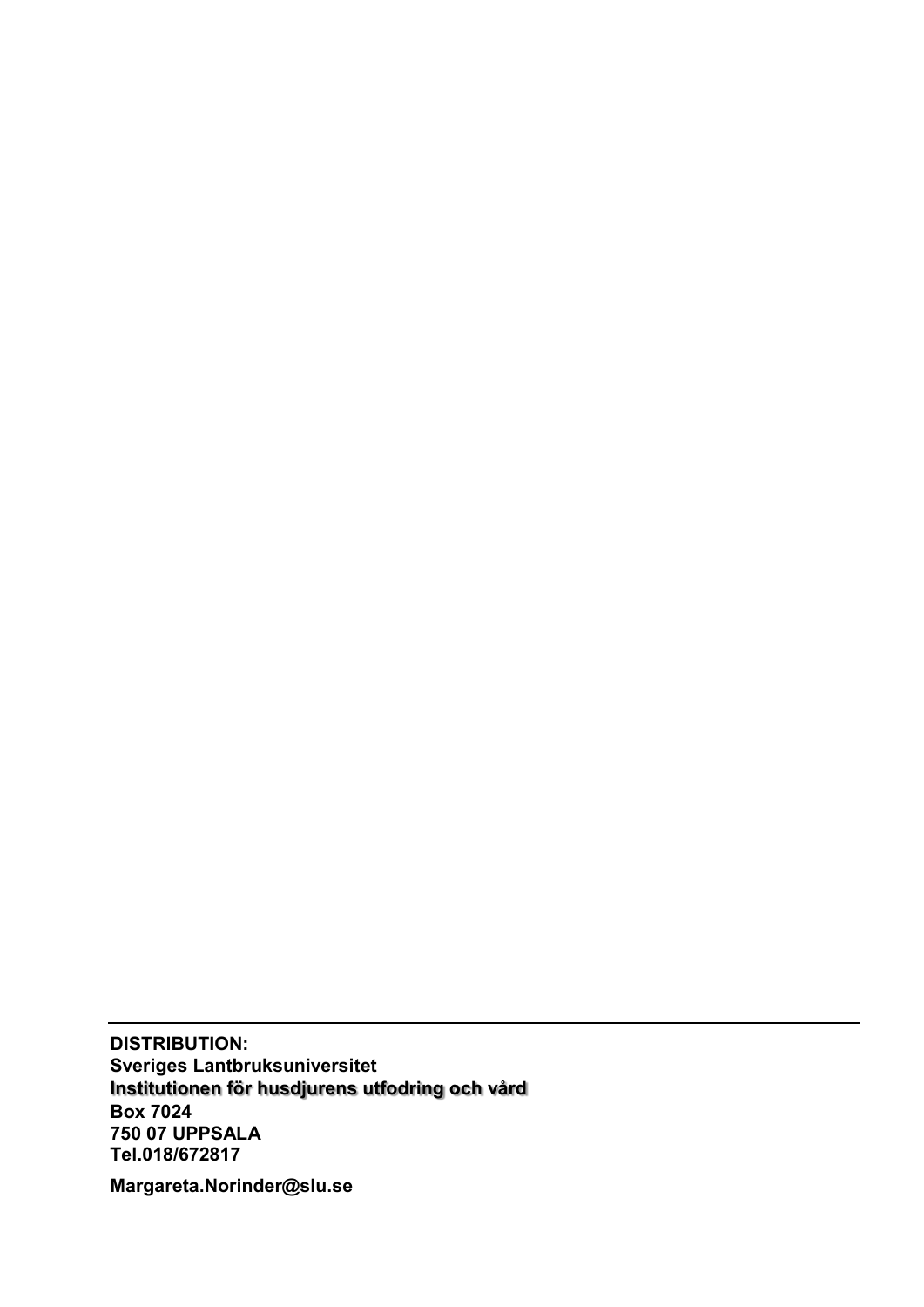---

**DISTRIBUTION:**
**Sveriges Lantbruksuniversitet**
**Institutionen för husdjurens utfodring och vård**
**Box 7024**
**750 07 UPPSALA**
**Tel.018/672817**

**Margareta.Norinder@slu.se**